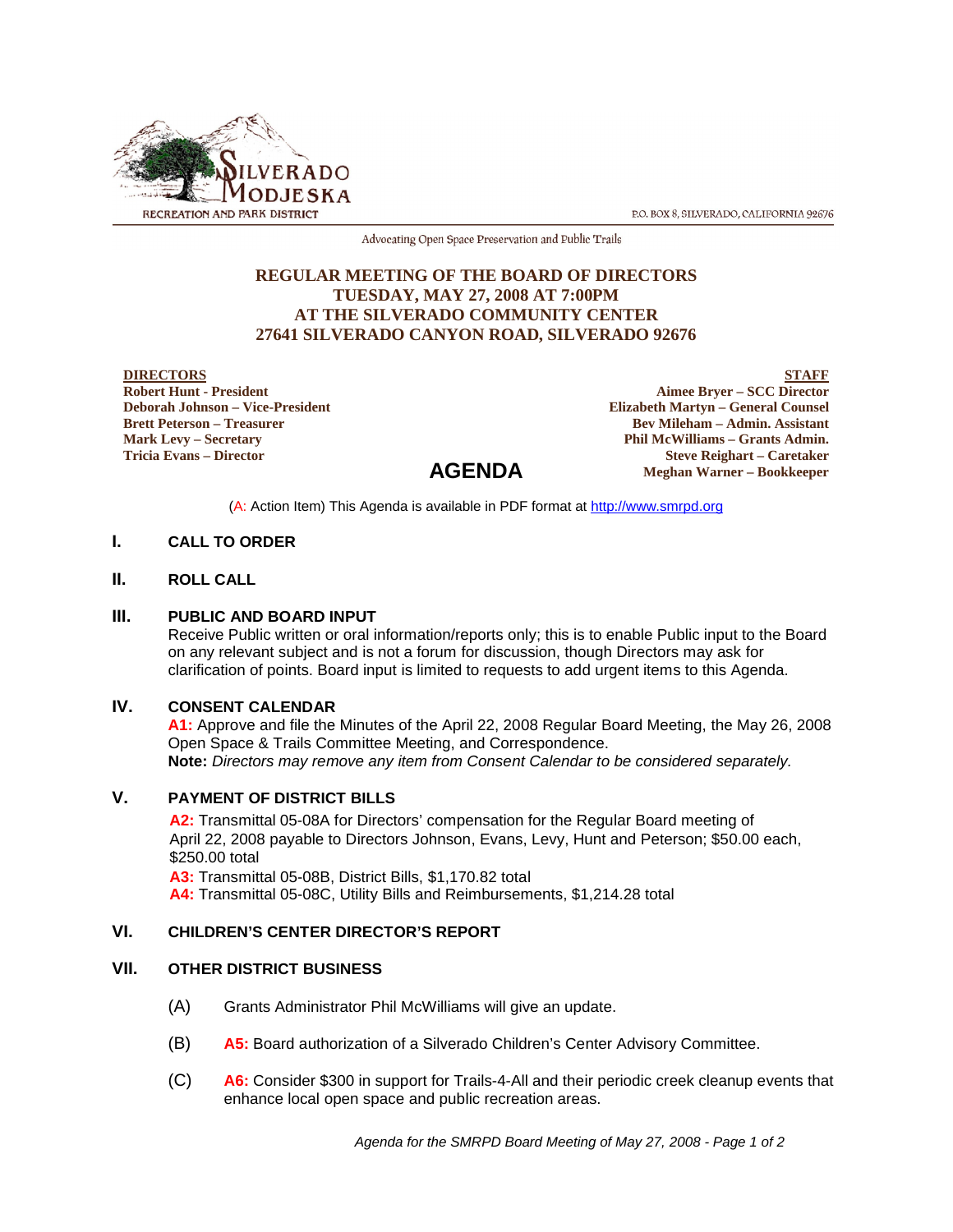SILVERADO MODJESKA
RECREATION AND PARK DISTRICT

P.O. BOX 8, SILVERADO, CALIFORNIA 92676

Advocating Open Space Preservation and Public Trails

# REGULAR MEETING OF THE BOARD OF DIRECTORS
# TUESDAY, MAY 27, 2008 AT 7:00PM
# AT THE SILVERADO COMMUNITY CENTER
# 27641 SILVERADO CANYON ROAD, SILVERADO 92676

**DIRECTORS**
**Robert Hunt - President**
**Deborah Johnson – Vice-President**
**Brett Peterson – Treasurer**
**Mark Levy – Secretary**
**Tricia Evans – Director**

**STAFF**
**Aimee Bryer – SCC Director**
**Elizabeth Martyn – General Counsel**
**Bev Mileham – Admin. Assistant**
**Phil McWilliams – Grants Admin.**
**Steve Reighart – Caretaker**
**Meghan Warner – Bookkeeper**

## AGENDA

(A: Action Item) This Agenda is available in PDF format at http://www.smrpd.org

### I. CALL TO ORDER

### II. ROLL CALL

### III. PUBLIC AND BOARD INPUT

Receive Public written or oral information/reports only; this is to enable Public input to the Board on any relevant subject and is not a forum for discussion, though Directors may ask for clarification of points. Board input is limited to requests to add urgent items to this Agenda.

### IV. CONSENT CALENDAR

**A1:** Approve and file the Minutes of the April 22, 2008 Regular Board Meeting, the May 26, 2008 Open Space & Trails Committee Meeting, and Correspondence.
**Note:** *Directors may remove any item from Consent Calendar to be considered separately.*

### V. PAYMENT OF DISTRICT BILLS

**A2:** Transmittal 05-08A for Directors' compensation for the Regular Board meeting of April 22, 2008 payable to Directors Johnson, Evans, Levy, Hunt and Peterson; $50.00 each, $250.00 total
**A3:** Transmittal 05-08B, District Bills, $1,170.82 total
**A4:** Transmittal 05-08C, Utility Bills and Reimbursements, $1,214.28 total

### VI. CHILDREN'S CENTER DIRECTOR'S REPORT

### VII. OTHER DISTRICT BUSINESS

(A) Grants Administrator Phil McWilliams will give an update.

(B) **A5:** Board authorization of a Silverado Children's Center Advisory Committee.

(C) **A6:** Consider $300 in support for Trails-4-All and their periodic creek cleanup events that enhance local open space and public recreation areas.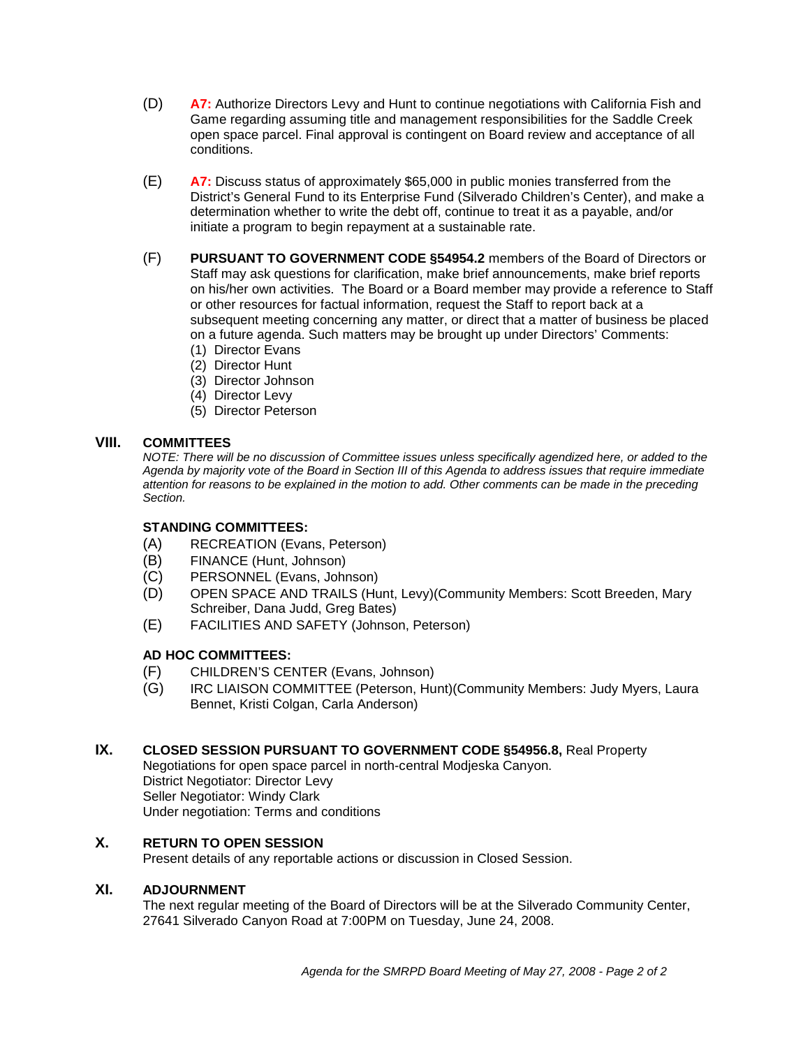(D) **A7:** Authorize Directors Levy and Hunt to continue negotiations with California Fish and Game regarding assuming title and management responsibilities for the Saddle Creek open space parcel. Final approval is contingent on Board review and acceptance of all conditions.

(E) **A7:** Discuss status of approximately $65,000 in public monies transferred from the District's General Fund to its Enterprise Fund (Silverado Children's Center), and make a determination whether to write the debt off, continue to treat it as a payable, and/or initiate a program to begin repayment at a sustainable rate.

(F) **PURSUANT TO GOVERNMENT CODE §54954.2** members of the Board of Directors or Staff may ask questions for clarification, make brief announcements, make brief reports on his/her own activities. The Board or a Board member may provide a reference to Staff or other resources for factual information, request the Staff to report back at a subsequent meeting concerning any matter, or direct that a matter of business be placed on a future agenda. Such matters may be brought up under Directors' Comments:
(1) Director Evans
(2) Director Hunt
(3) Director Johnson
(4) Director Levy
(5) Director Peterson

## VIII. COMMITTEES

*NOTE: There will be no discussion of Committee issues unless specifically agendized here, or added to the Agenda by majority vote of the Board in Section III of this Agenda to address issues that require immediate attention for reasons to be explained in the motion to add. Other comments can be made in the preceding Section.*

### STANDING COMMITTEES:

(A) RECREATION (Evans, Peterson)
(B) FINANCE (Hunt, Johnson)
(C) PERSONNEL (Evans, Johnson)
(D) OPEN SPACE AND TRAILS (Hunt, Levy)(Community Members: Scott Breeden, Mary Schreiber, Dana Judd, Greg Bates)
(E) FACILITIES AND SAFETY (Johnson, Peterson)

### AD HOC COMMITTEES:

(F) CHILDREN'S CENTER (Evans, Johnson)
(G) IRC LIAISON COMMITTEE (Peterson, Hunt)(Community Members: Judy Myers, Laura Bennet, Kristi Colgan, Carla Anderson)

## IX. CLOSED SESSION PURSUANT TO GOVERNMENT CODE §54956.8, Real Property

Negotiations for open space parcel in north-central Modjeska Canyon.
District Negotiator: Director Levy
Seller Negotiator: Windy Clark
Under negotiation: Terms and conditions

## X. RETURN TO OPEN SESSION

Present details of any reportable actions or discussion in Closed Session.

## XI. ADJOURNMENT

The next regular meeting of the Board of Directors will be at the Silverado Community Center, 27641 Silverado Canyon Road at 7:00PM on Tuesday, June 24, 2008.